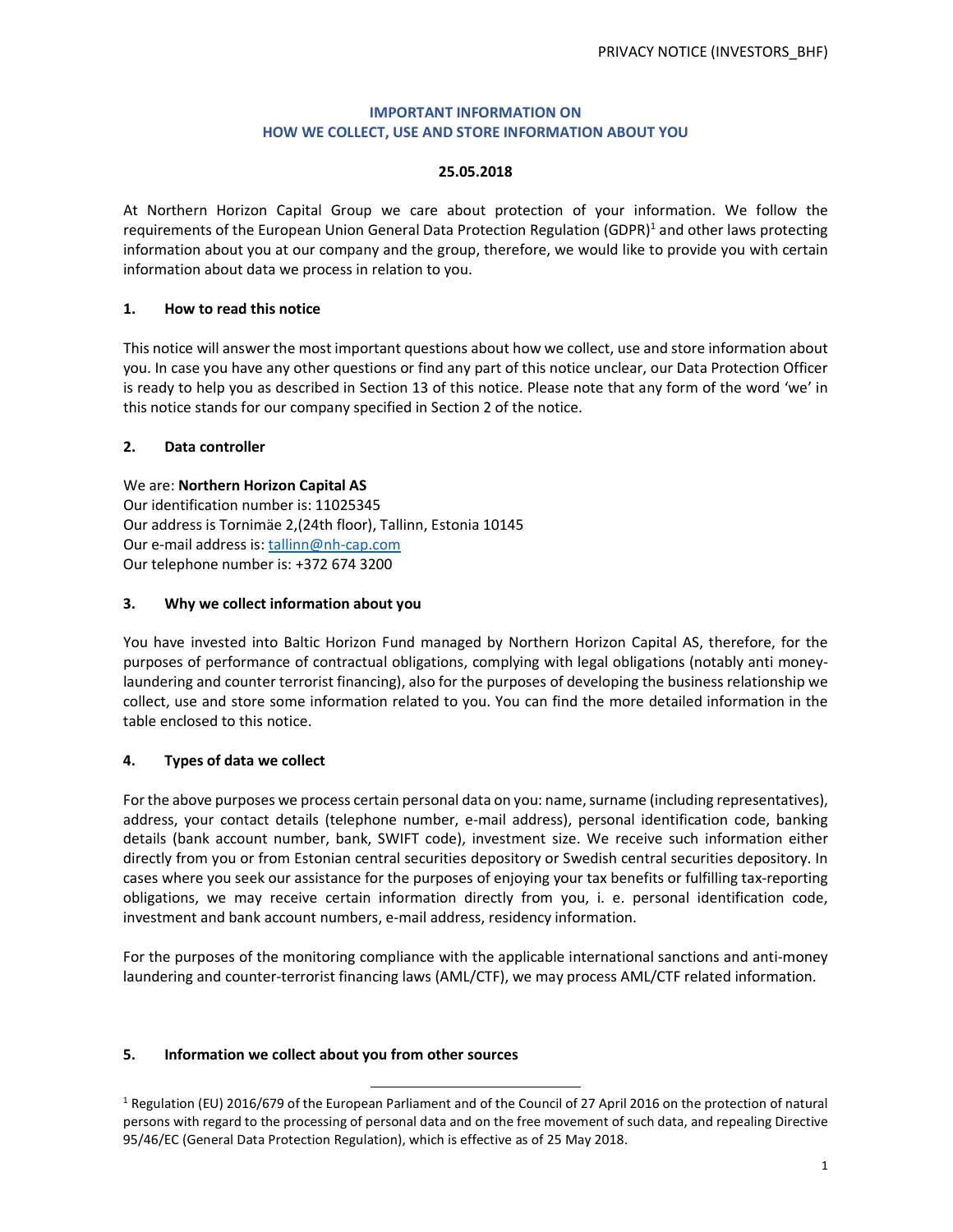# IMPORTANT INFORMATION ON HOW WE COLLECT, USE AND STORE INFORMATION ABOUT YOU

**25.05.2018**

At Northern Horizon Capital Group we care about protection of your information. We follow the requirements of the European Union General Data Protection Regulation (GDPR)[1] and other laws protecting information about you at our company and the group, therefore, we would like to provide you with certain information about data we process in relation to you.

## 1. How to read this notice

This notice will answer the most important questions about how we collect, use and store information about you. In case you have any other questions or find any part of this notice unclear, our Data Protection Officer is ready to help you as described in Section 13 of this notice. Please note that any form of the word 'we' in this notice stands for our company specified in Section 2 of the notice.

## 2. Data controller

We are: **Northern Horizon Capital AS**
Our identification number is: 11025345
Our address is Tornimäe 2,(24th floor), Tallinn, Estonia 10145
Our e-mail address is: tallinn@nh-cap.com
Our telephone number is: +372 674 3200

## 3. Why we collect information about you

You have invested into Baltic Horizon Fund managed by Northern Horizon Capital AS, therefore, for the purposes of performance of contractual obligations, complying with legal obligations (notably anti money-laundering and counter terrorist financing), also for the purposes of developing the business relationship we collect, use and store some information related to you. You can find the more detailed information in the table enclosed to this notice.

## 4. Types of data we collect

For the above purposes we process certain personal data on you: name, surname (including representatives), address, your contact details (telephone number, e-mail address), personal identification code, banking details (bank account number, bank, SWIFT code), investment size. We receive such information either directly from you or from Estonian central securities depository or Swedish central securities depository. In cases where you seek our assistance for the purposes of enjoying your tax benefits or fulfilling tax-reporting obligations, we may receive certain information directly from you, i. e. personal identification code, investment and bank account numbers, e-mail address, residency information.

For the purposes of the monitoring compliance with the applicable international sanctions and anti-money laundering and counter-terrorist financing laws (AML/CTF), we may process AML/CTF related information.

## 5. Information we collect about you from other sources

[1] Regulation (EU) 2016/679 of the European Parliament and of the Council of 27 April 2016 on the protection of natural persons with regard to the processing of personal data and on the free movement of such data, and repealing Directive 95/46/EC (General Data Protection Regulation), which is effective as of 25 May 2018.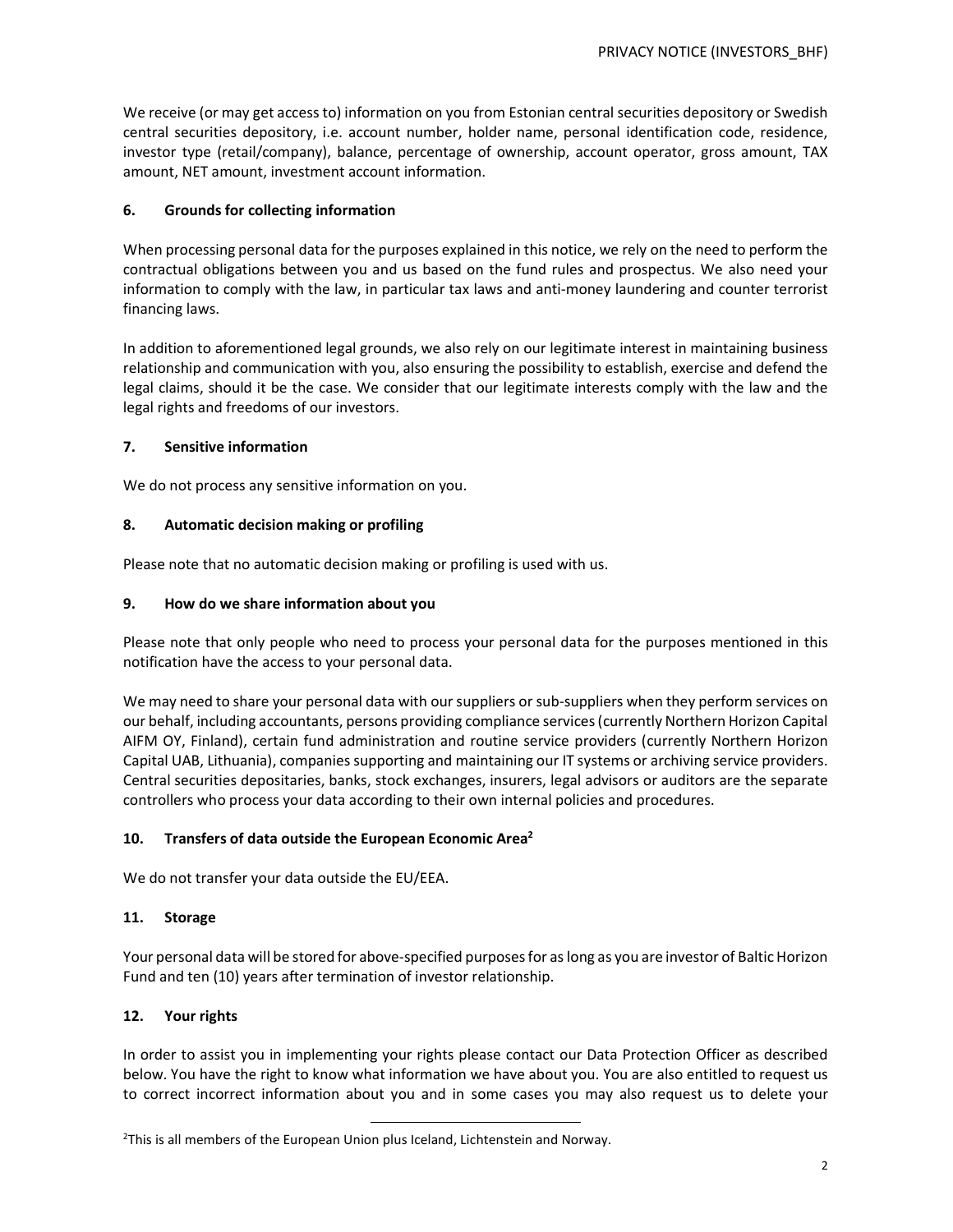We receive (or may get access to) information on you from Estonian central securities depository or Swedish central securities depository, i.e. account number, holder name, personal identification code, residence, investor type (retail/company), balance, percentage of ownership, account operator, gross amount, TAX amount, NET amount, investment account information.

## 6. Grounds for collecting information

When processing personal data for the purposes explained in this notice, we rely on the need to perform the contractual obligations between you and us based on the fund rules and prospectus. We also need your information to comply with the law, in particular tax laws and anti-money laundering and counter terrorist financing laws.

In addition to aforementioned legal grounds, we also rely on our legitimate interest in maintaining business relationship and communication with you, also ensuring the possibility to establish, exercise and defend the legal claims, should it be the case. We consider that our legitimate interests comply with the law and the legal rights and freedoms of our investors.

## 7. Sensitive information

We do not process any sensitive information on you.

## 8. Automatic decision making or profiling

Please note that no automatic decision making or profiling is used with us.

## 9. How do we share information about you

Please note that only people who need to process your personal data for the purposes mentioned in this notification have the access to your personal data.

We may need to share your personal data with our suppliers or sub-suppliers when they perform services on our behalf, including accountants, persons providing compliance services (currently Northern Horizon Capital AIFM OY, Finland), certain fund administration and routine service providers (currently Northern Horizon Capital UAB, Lithuania), companies supporting and maintaining our IT systems or archiving service providers. Central securities depositaries, banks, stock exchanges, insurers, legal advisors or auditors are the separate controllers who process your data according to their own internal policies and procedures.

## 10. Transfers of data outside the European Economic Area[2]

We do not transfer your data outside the EU/EEA.

## 11. Storage

Your personal data will be stored for above-specified purposes for as long as you are investor of Baltic Horizon Fund and ten (10) years after termination of investor relationship.

## 12. Your rights

In order to assist you in implementing your rights please contact our Data Protection Officer as described below. You have the right to know what information we have about you. You are also entitled to request us to correct incorrect information about you and in some cases you may also request us to delete your

[2] This is all members of the European Union plus Iceland, Lichtenstein and Norway.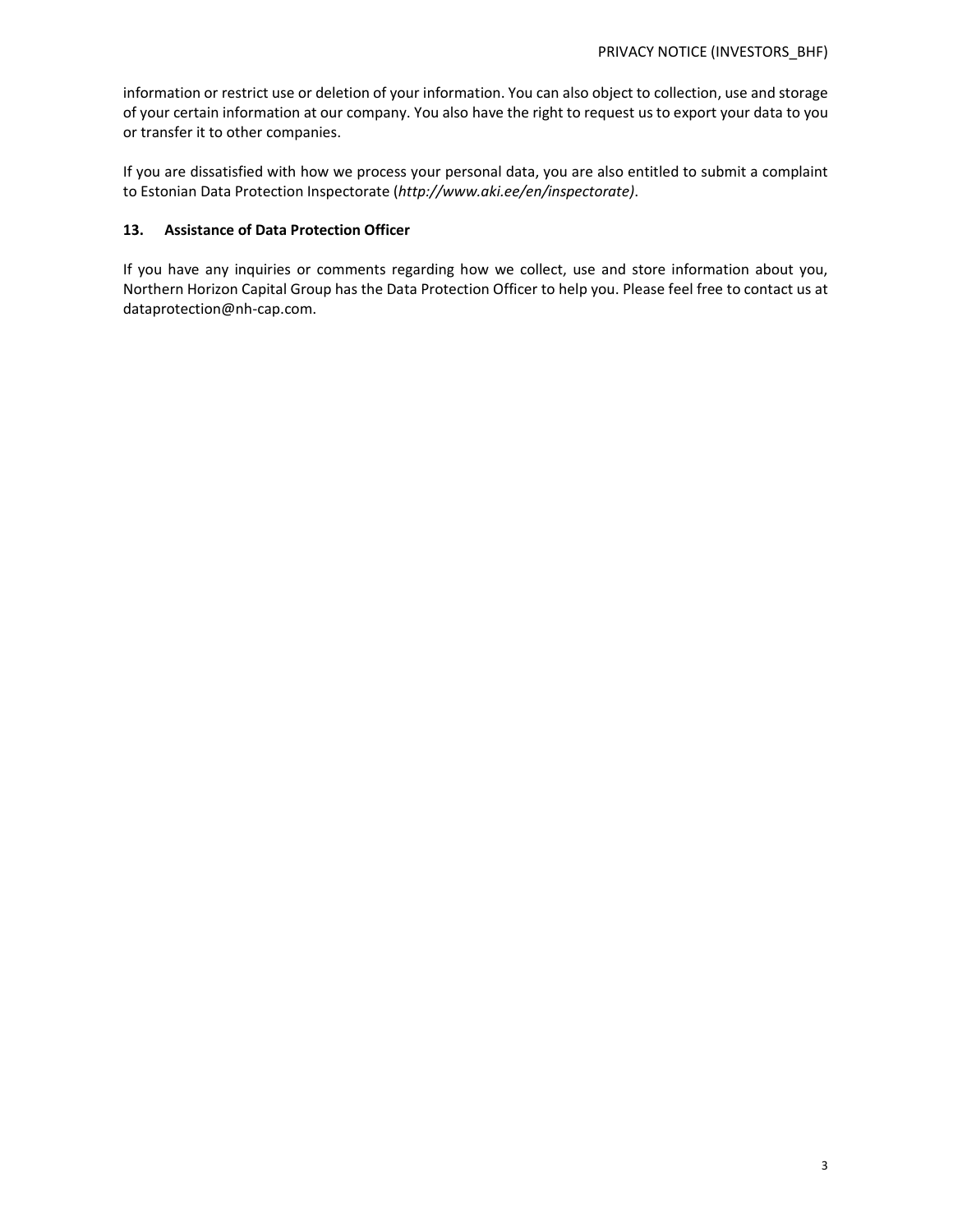information or restrict use or deletion of your information. You can also object to collection, use and storage of your certain information at our company. You also have the right to request us to export your data to you or transfer it to other companies.

If you are dissatisfied with how we process your personal data, you are also entitled to submit a complaint to Estonian Data Protection Inspectorate (*http://www.aki.ee/en/inspectorate)*.

### 13. Assistance of Data Protection Officer

If you have any inquiries or comments regarding how we collect, use and store information about you, Northern Horizon Capital Group has the Data Protection Officer to help you. Please feel free to contact us at dataprotection@nh-cap.com.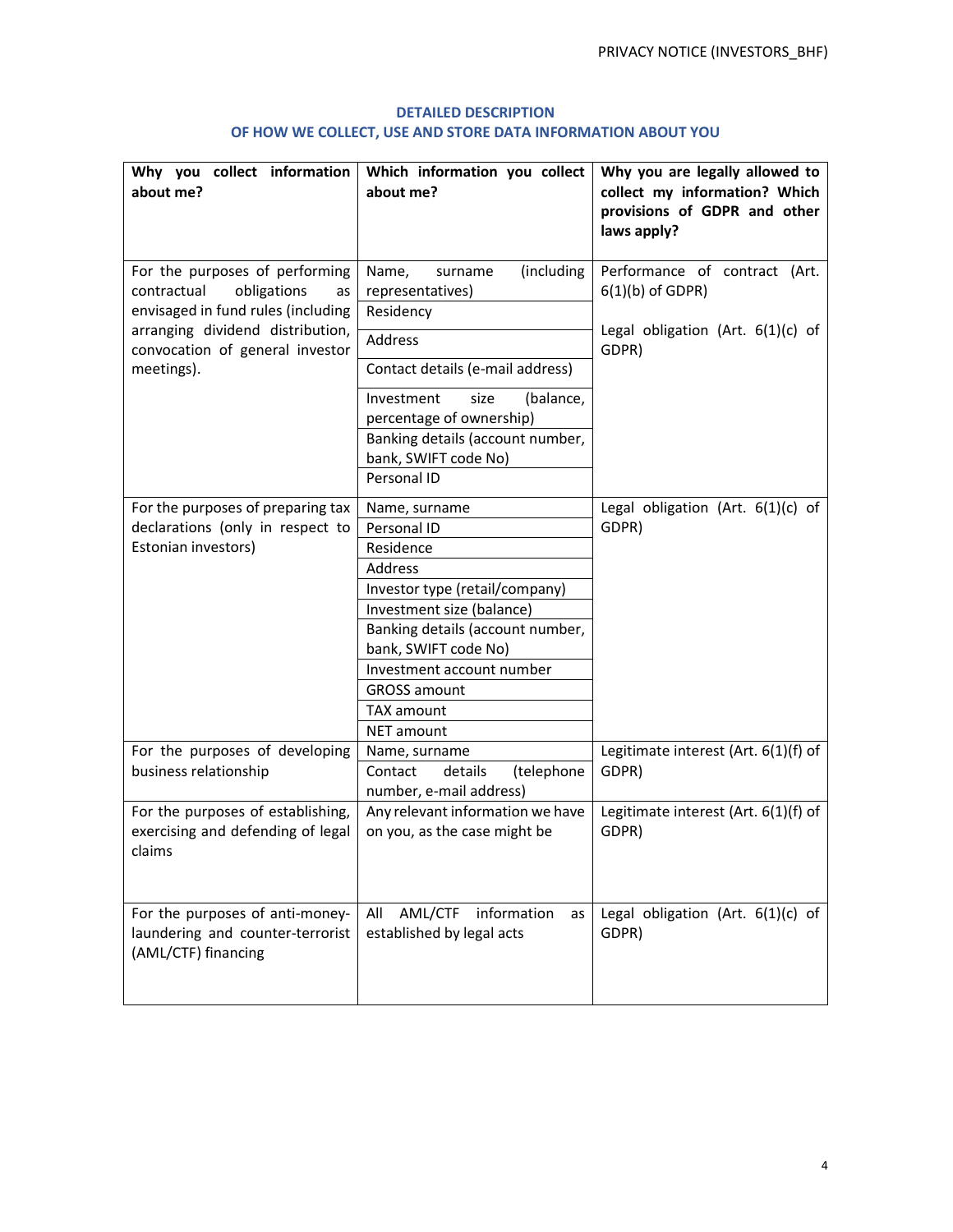## DETAILED DESCRIPTION OF HOW WE COLLECT, USE AND STORE DATA INFORMATION ABOUT YOU

| Why you collect information about me? | Which information you collect about me? | Why you are legally allowed to collect my information? Which provisions of GDPR and other laws apply? |
|---|---|---|
| For the purposes of performing contractual obligations as envisaged in fund rules (including arranging dividend distribution, convocation of general investor meetings). | Name, surname (including representatives) | Performance of contract (Art. 6(1)(b) of GDPR)<br><br>Legal obligation (Art. 6(1)(c) of GDPR) |
| | Residency | |
| | Address | |
| | Contact details (e-mail address) | |
| | Investment size (balance, percentage of ownership) | |
| | Banking details (account number, bank, SWIFT code No) | |
| | Personal ID | |
| For the purposes of preparing tax declarations (only in respect to Estonian investors) | Name, surname | Legal obligation (Art. 6(1)(c) of GDPR) |
| | Personal ID | |
| | Residence | |
| | Address | |
| | Investor type (retail/company) | |
| | Investment size (balance) | |
| | Banking details (account number, bank, SWIFT code No) | |
| | Investment account number | |
| | GROSS amount | |
| | TAX amount | |
| | NET amount | |
| For the purposes of developing business relationship | Name, surname | Legitimate interest (Art. 6(1)(f) of GDPR) |
| | Contact details (telephone number, e-mail address) | |
| For the purposes of establishing, exercising and defending of legal claims | Any relevant information we have on you, as the case might be | Legitimate interest (Art. 6(1)(f) of GDPR) |
| For the purposes of anti-money-laundering and counter-terrorist (AML/CTF) financing | All AML/CTF information as established by legal acts | Legal obligation (Art. 6(1)(c) of GDPR) |